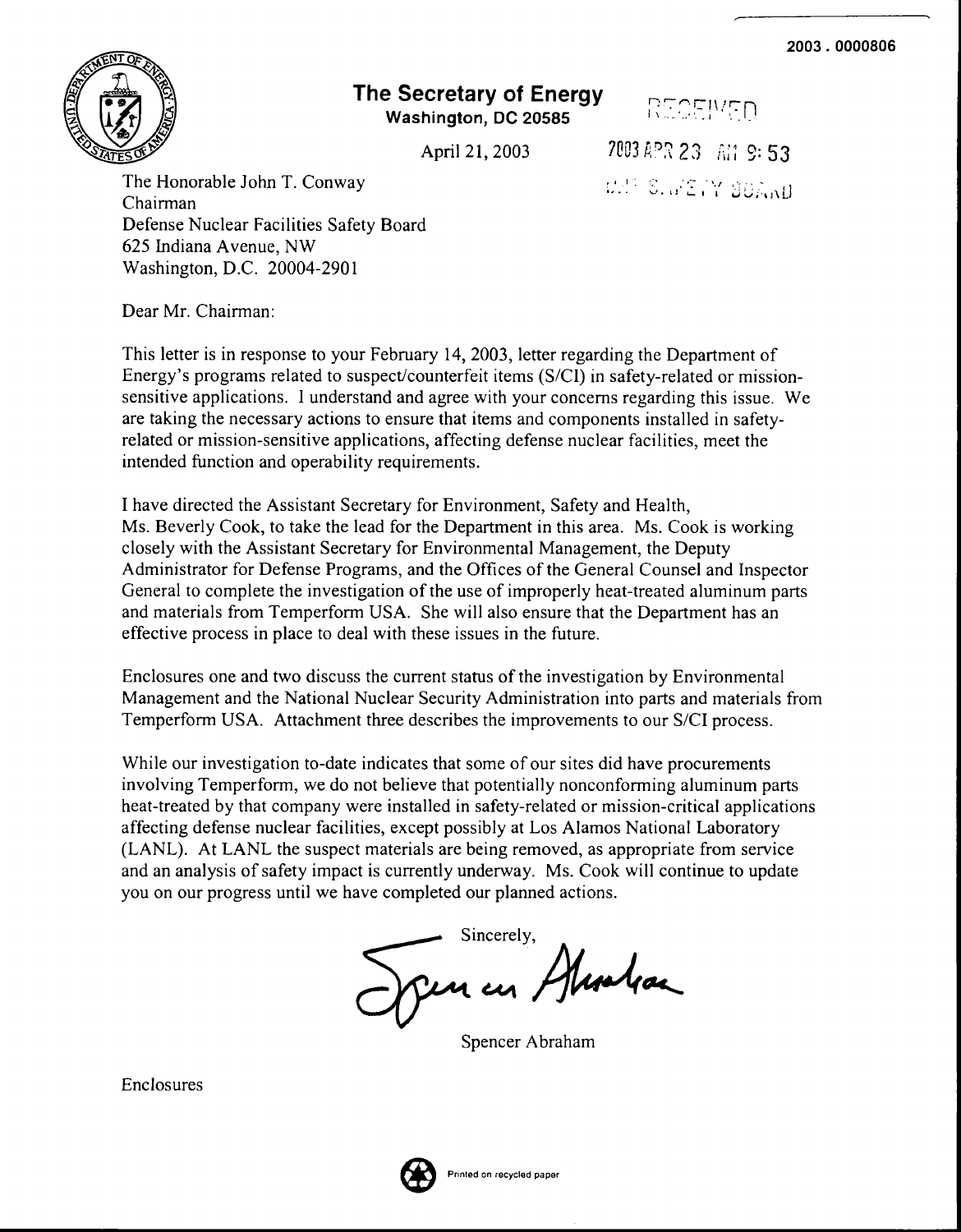2003 . 0000806

# The Secretary of Energy

**Washington, DC 20585**

April 21, 2003

RECEIVED

2003 APR 23 AM 9:53

DNF SAFETY BOARD

The Honorable John T. Conway
Chairman
Defense Nuclear Facilities Safety Board
625 Indiana Avenue, NW
Washington, D.C. 20004-2901

Dear Mr. Chairman:

This letter is in response to your February 14, 2003, letter regarding the Department of Energy's programs related to suspect/counterfeit items (S/CI) in safety-related or mission-sensitive applications. I understand and agree with your concerns regarding this issue. We are taking the necessary actions to ensure that items and components installed in safety-related or mission-sensitive applications, affecting defense nuclear facilities, meet the intended function and operability requirements.

I have directed the Assistant Secretary for Environment, Safety and Health, Ms. Beverly Cook, to take the lead for the Department in this area. Ms. Cook is working closely with the Assistant Secretary for Environmental Management, the Deputy Administrator for Defense Programs, and the Offices of the General Counsel and Inspector General to complete the investigation of the use of improperly heat-treated aluminum parts and materials from Temperform USA. She will also ensure that the Department has an effective process in place to deal with these issues in the future.

Enclosures one and two discuss the current status of the investigation by Environmental Management and the National Nuclear Security Administration into parts and materials from Temperform USA. Attachment three describes the improvements to our S/CI process.

While our investigation to-date indicates that some of our sites did have procurements involving Temperform, we do not believe that potentially nonconforming aluminum parts heat-treated by that company were installed in safety-related or mission-critical applications affecting defense nuclear facilities, except possibly at Los Alamos National Laboratory (LANL). At LANL the suspect materials are being removed, as appropriate from service and an analysis of safety impact is currently underway. Ms. Cook will continue to update you on our progress until we have completed our planned actions.

Sincerely,

Spencer Abraham

Enclosures

Printed on recycled paper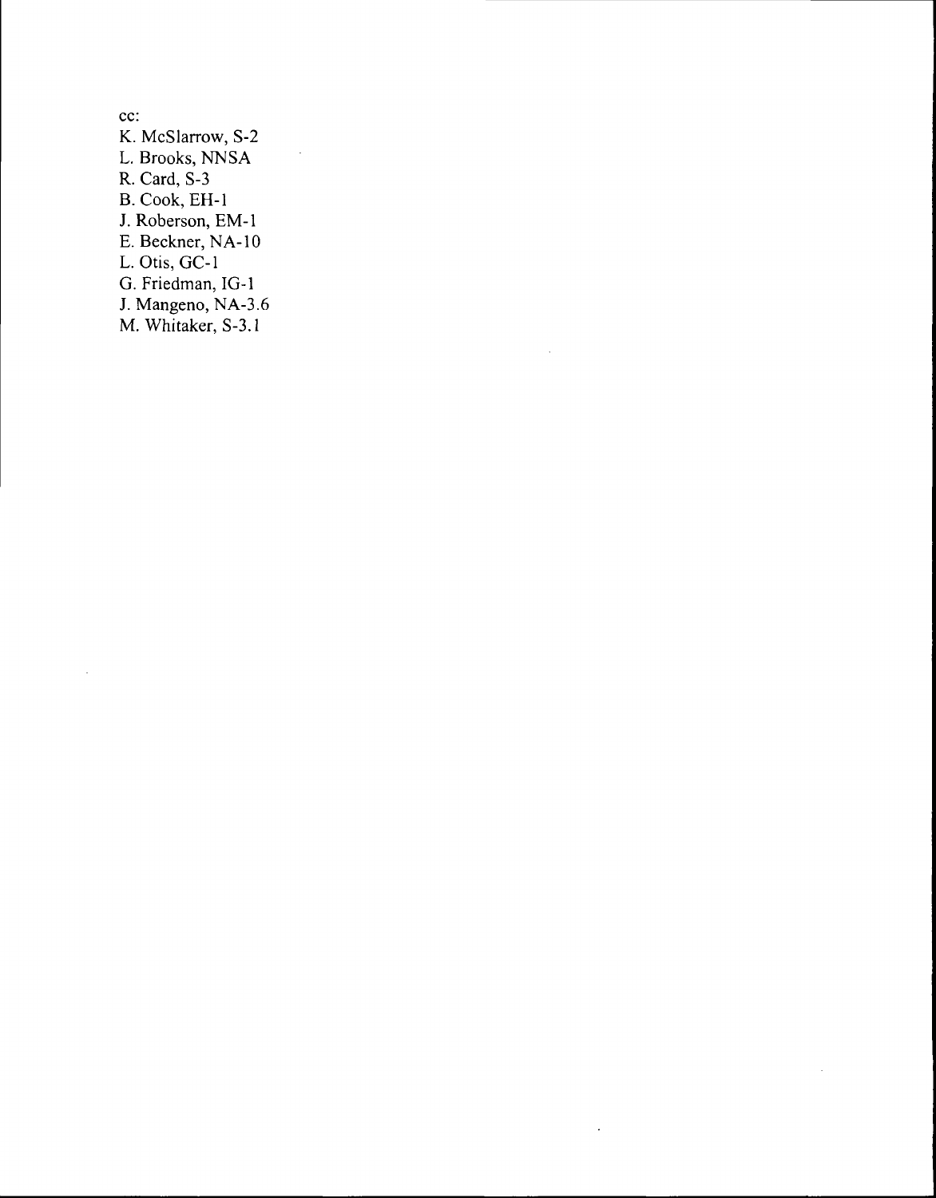cc:
K. McSlarrow, S-2
L. Brooks, NNSA
R. Card, S-3
B. Cook, EH-1
J. Roberson, EM-1
E. Beckner, NA-10
L. Otis, GC-1
G. Friedman, IG-1
J. Mangeno, NA-3.6
M. Whitaker, S-3.1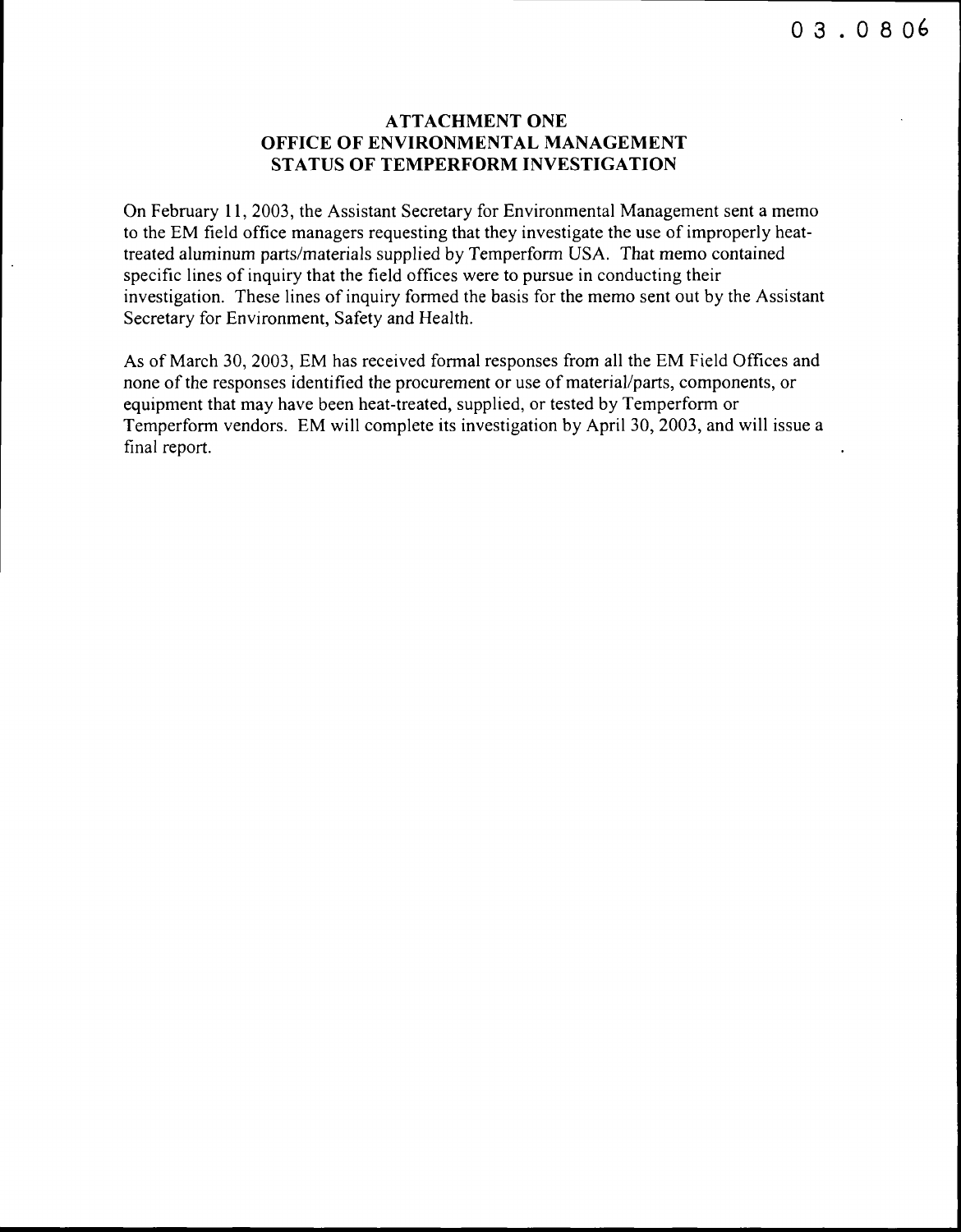03.0806

# ATTACHMENT ONE
# OFFICE OF ENVIRONMENTAL MANAGEMENT
# STATUS OF TEMPERFORM INVESTIGATION

On February 11, 2003, the Assistant Secretary for Environmental Management sent a memo to the EM field office managers requesting that they investigate the use of improperly heat-treated aluminum parts/materials supplied by Temperform USA. That memo contained specific lines of inquiry that the field offices were to pursue in conducting their investigation. These lines of inquiry formed the basis for the memo sent out by the Assistant Secretary for Environment, Safety and Health.

As of March 30, 2003, EM has received formal responses from all the EM Field Offices and none of the responses identified the procurement or use of material/parts, components, or equipment that may have been heat-treated, supplied, or tested by Temperform or Temperform vendors. EM will complete its investigation by April 30, 2003, and will issue a final report.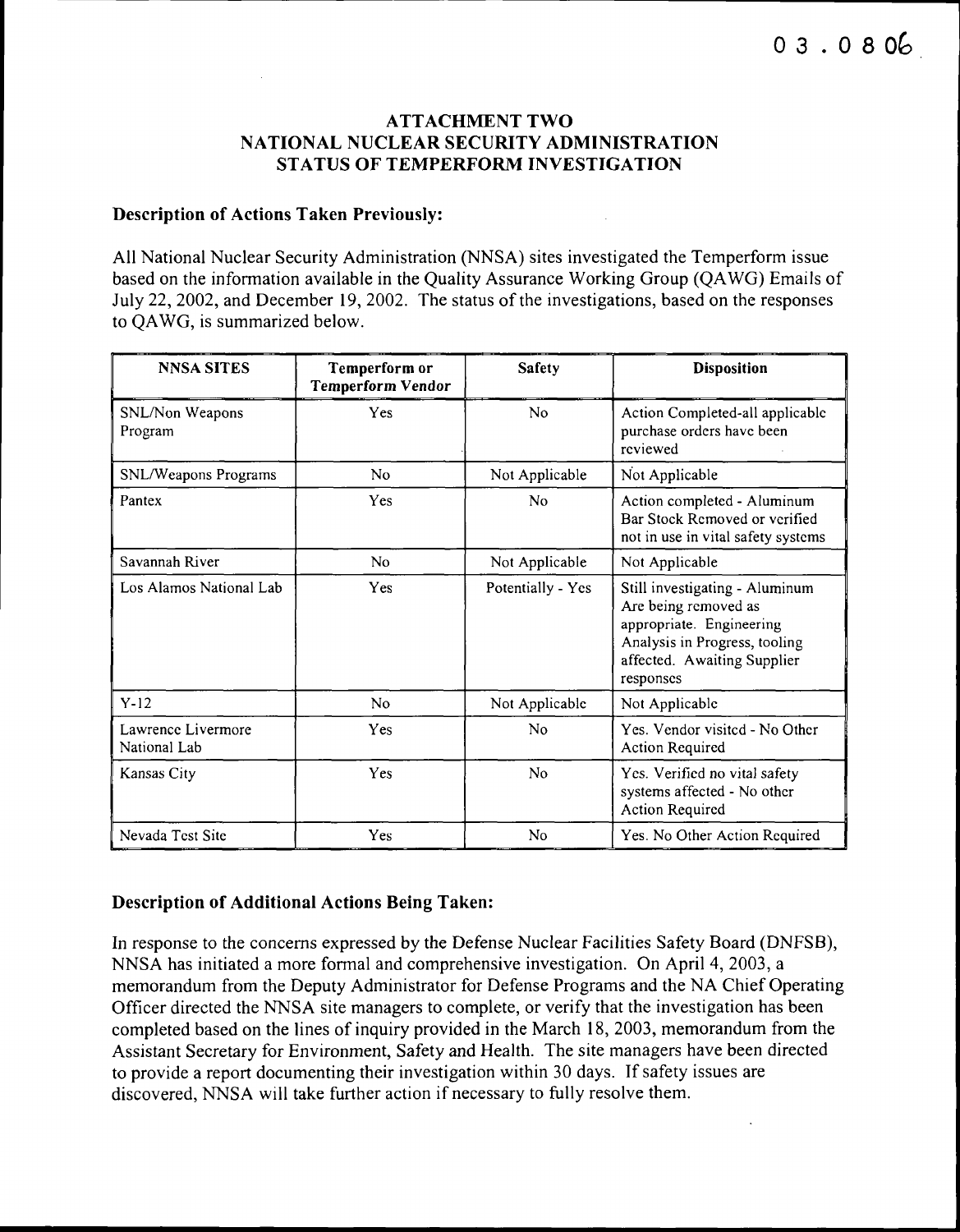03.0806

# ATTACHMENT TWO
# NATIONAL NUCLEAR SECURITY ADMINISTRATION
# STATUS OF TEMPERFORM INVESTIGATION

## Description of Actions Taken Previously:

All National Nuclear Security Administration (NNSA) sites investigated the Temperform issue based on the information available in the Quality Assurance Working Group (QAWG) Emails of July 22, 2002, and December 19, 2002. The status of the investigations, based on the responses to QAWG, is summarized below.

| NNSA SITES | Temperform or Temperform Vendor | Safety | Disposition |
| --- | --- | --- | --- |
| SNL/Non Weapons Program | Yes | No | Action Completed-all applicable purchase orders have been reviewed |
| SNL/Weapons Programs | No | Not Applicable | Not Applicable |
| Pantex | Yes | No | Action completed - Aluminum Bar Stock Removed or verified not in use in vital safety systems |
| Savannah River | No | Not Applicable | Not Applicable |
| Los Alamos National Lab | Yes | Potentially - Yes | Still investigating - Aluminum Are being removed as appropriate. Engineering Analysis in Progress, tooling affected. Awaiting Supplier responses |
| Y-12 | No | Not Applicable | Not Applicable |
| Lawrence Livermore National Lab | Yes | No | Yes. Vendor visited - No Other Action Required |
| Kansas City | Yes | No | Yes. Verified no vital safety systems affected - No other Action Required |
| Nevada Test Site | Yes | No | Yes. No Other Action Required |

## Description of Additional Actions Being Taken:

In response to the concerns expressed by the Defense Nuclear Facilities Safety Board (DNFSB), NNSA has initiated a more formal and comprehensive investigation. On April 4, 2003, a memorandum from the Deputy Administrator for Defense Programs and the NA Chief Operating Officer directed the NNSA site managers to complete, or verify that the investigation has been completed based on the lines of inquiry provided in the March 18, 2003, memorandum from the Assistant Secretary for Environment, Safety and Health. The site managers have been directed to provide a report documenting their investigation within 30 days. If safety issues are discovered, NNSA will take further action if necessary to fully resolve them.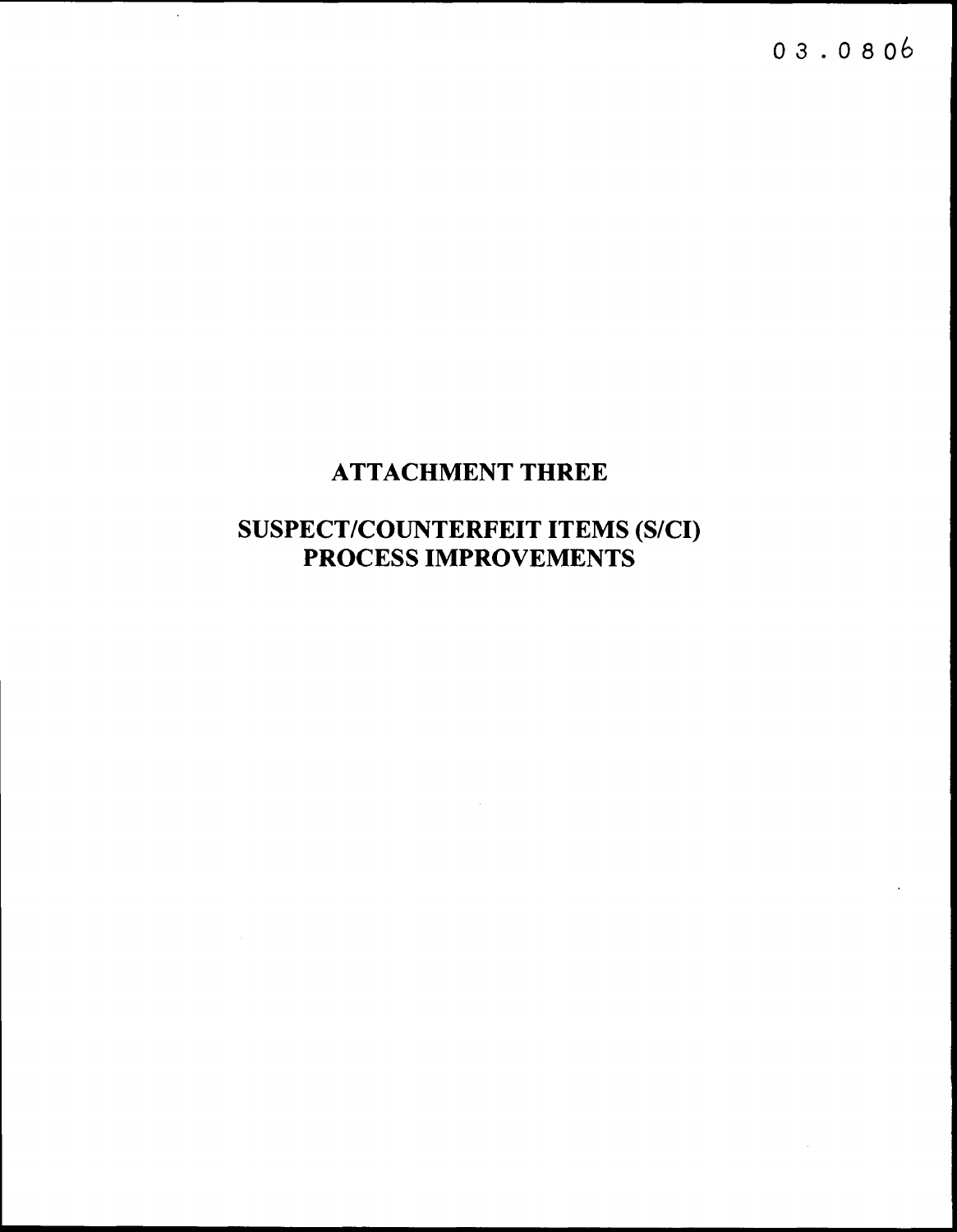03.0806

# ATTACHMENT THREE

## SUSPECT/COUNTERFEIT ITEMS (S/CI) PROCESS IMPROVEMENTS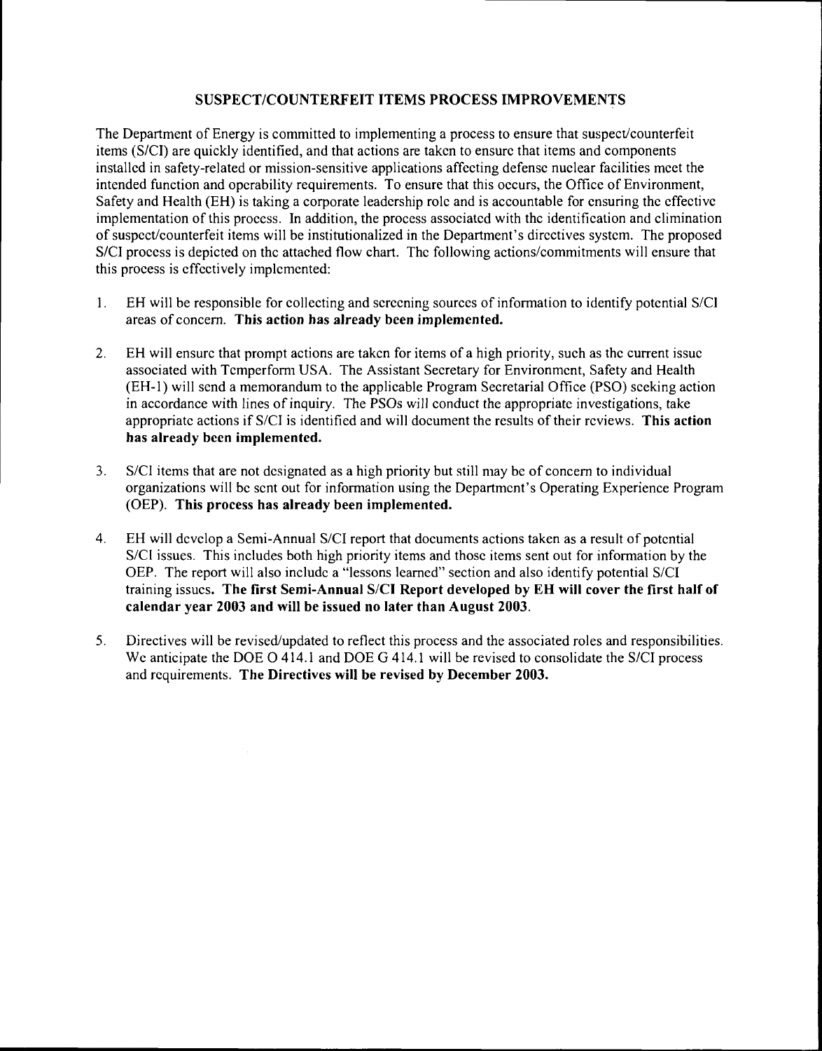## SUSPECT/COUNTERFEIT ITEMS PROCESS IMPROVEMENTS

The Department of Energy is committed to implementing a process to ensure that suspect/counterfeit items (S/CI) are quickly identified, and that actions are taken to ensure that items and components installed in safety-related or mission-sensitive applications affecting defense nuclear facilities meet the intended function and operability requirements. To ensure that this occurs, the Office of Environment, Safety and Health (EH) is taking a corporate leadership role and is accountable for ensuring the effective implementation of this process. In addition, the process associated with the identification and elimination of suspect/counterfeit items will be institutionalized in the Department's directives system. The proposed S/CI process is depicted on the attached flow chart. The following actions/commitments will ensure that this process is effectively implemented:

1. EH will be responsible for collecting and screening sources of information to identify potential S/CI areas of concern. **This action has already been implemented.**

2. EH will ensure that prompt actions are taken for items of a high priority, such as the current issue associated with Temperform USA. The Assistant Secretary for Environment, Safety and Health (EH-1) will send a memorandum to the applicable Program Secretarial Office (PSO) seeking action in accordance with lines of inquiry. The PSOs will conduct the appropriate investigations, take appropriate actions if S/CI is identified and will document the results of their reviews. **This action has already been implemented.**

3. S/CI items that are not designated as a high priority but still may be of concern to individual organizations will be sent out for information using the Department's Operating Experience Program (OEP). **This process has already been implemented.**

4. EH will develop a Semi-Annual S/CI report that documents actions taken as a result of potential S/CI issues. This includes both high priority items and those items sent out for information by the OEP. The report will also include a "lessons learned" section and also identify potential S/CI training issues. **The first Semi-Annual S/CI Report developed by EH will cover the first half of calendar year 2003 and will be issued no later than August 2003.**

5. Directives will be revised/updated to reflect this process and the associated roles and responsibilities. We anticipate the DOE O 414.1 and DOE G 414.1 will be revised to consolidate the S/CI process and requirements. **The Directives will be revised by December 2003.**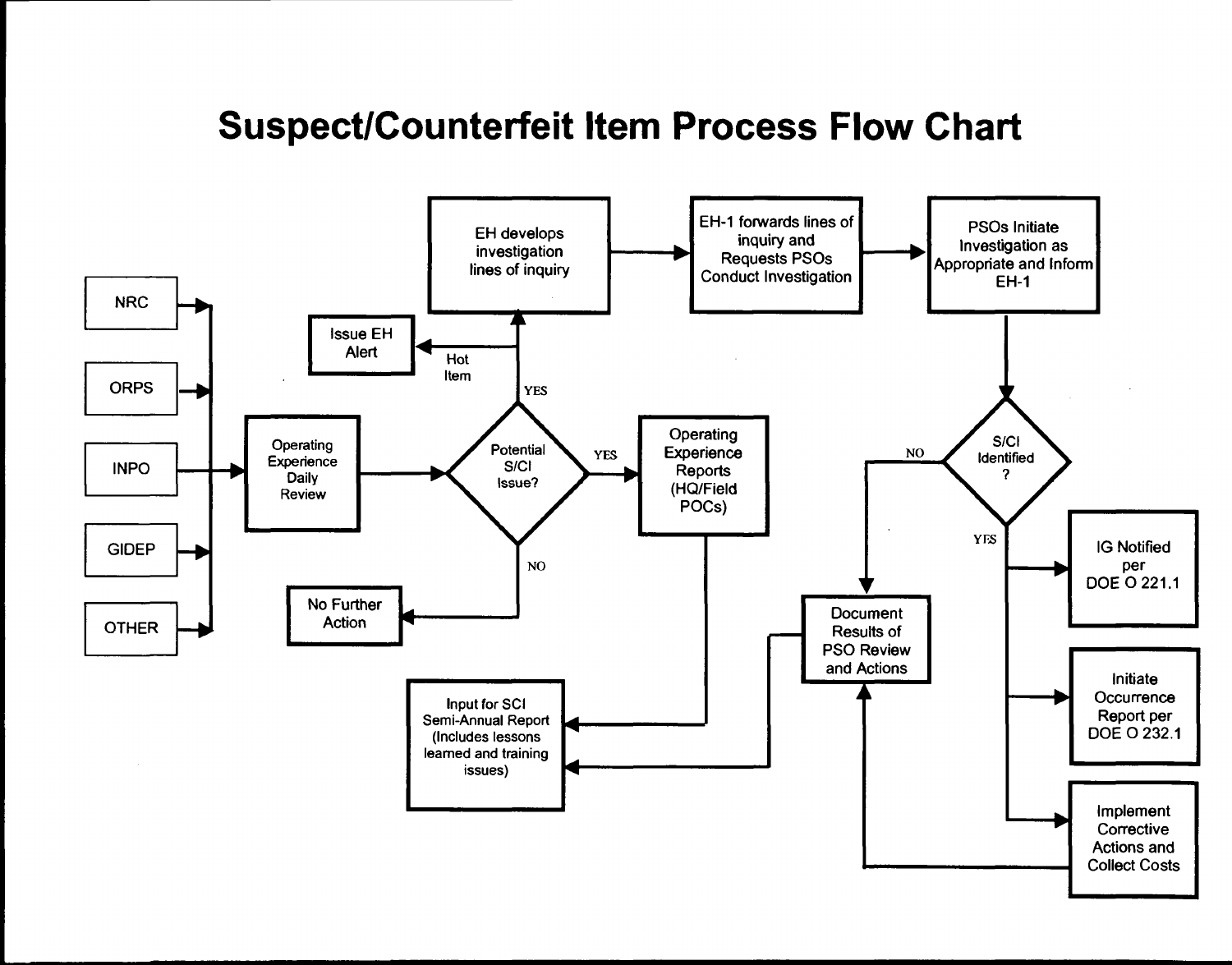# Suspect/Counterfeit Item Process Flow Chart

NRC

ORPS

INPO

GIDEP

OTHER

Operating Experience Daily Review

Potential S/CI Issue?

YES

EH develops investigation lines of inquiry

Hot Item

Issue EH Alert

YES

Operating Experience Reports (HQ/Field POCs)

NO

No Further Action

Input for SCI Semi-Annual Report (Includes lessons learned and training issues)

EH-1 forwards lines of inquiry and Requests PSOs Conduct Investigation

PSOs Initiate Investigation as Appropriate and Inform EH-1

S/CI Identified ?

NO

Document Results of PSO Review and Actions

YES

IG Notified per DOE O 221.1

Initiate Occurrence Report per DOE O 232.1

Implement Corrective Actions and Collect Costs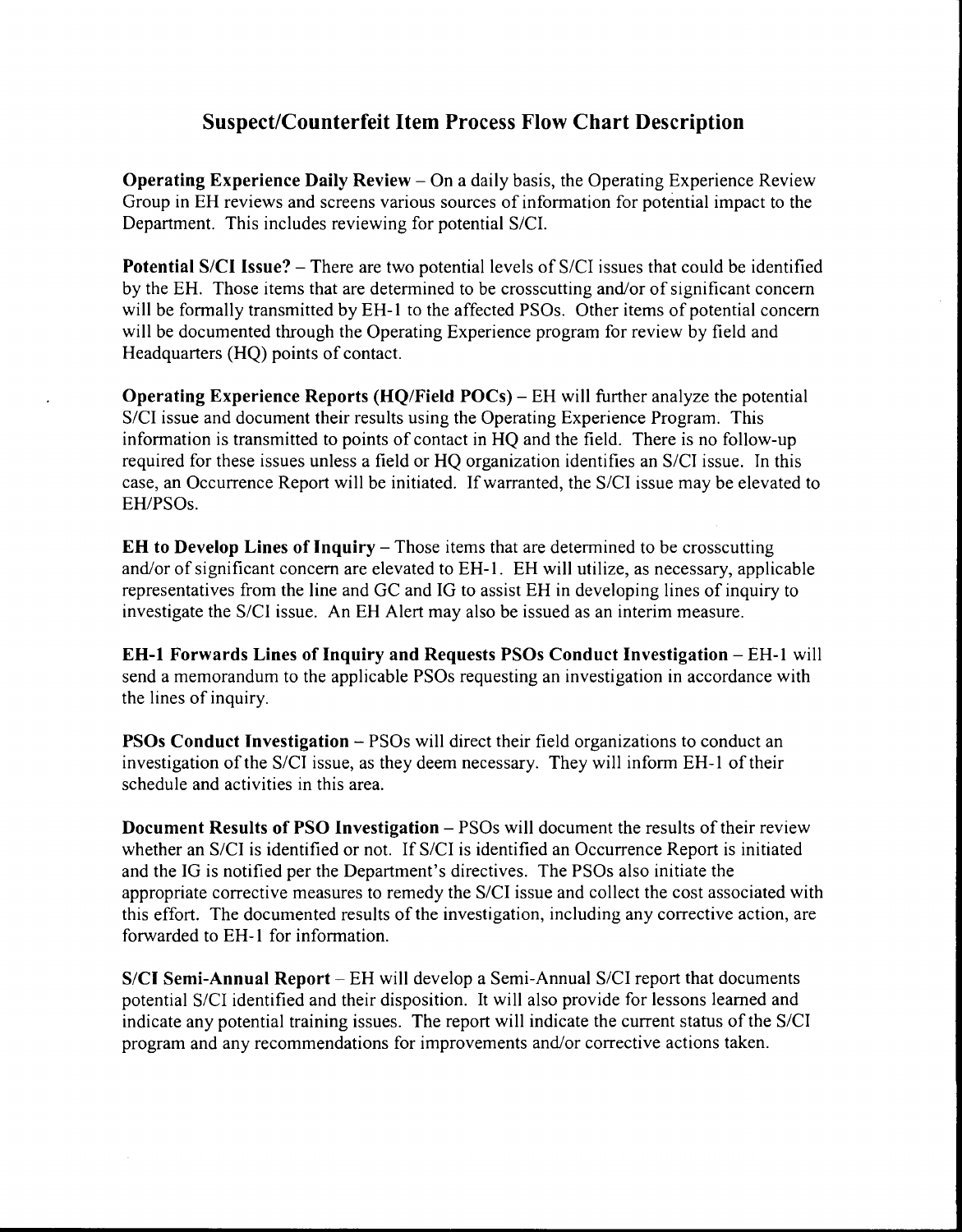## Suspect/Counterfeit Item Process Flow Chart Description

**Operating Experience Daily Review** – On a daily basis, the Operating Experience Review Group in EH reviews and screens various sources of information for potential impact to the Department. This includes reviewing for potential S/CI.

**Potential S/CI Issue?** – There are two potential levels of S/CI issues that could be identified by the EH. Those items that are determined to be crosscutting and/or of significant concern will be formally transmitted by EH-1 to the affected PSOs. Other items of potential concern will be documented through the Operating Experience program for review by field and Headquarters (HQ) points of contact.

**Operating Experience Reports (HQ/Field POCs)** – EH will further analyze the potential S/CI issue and document their results using the Operating Experience Program. This information is transmitted to points of contact in HQ and the field. There is no follow-up required for these issues unless a field or HQ organization identifies an S/CI issue. In this case, an Occurrence Report will be initiated. If warranted, the S/CI issue may be elevated to EH/PSOs.

**EH to Develop Lines of Inquiry** – Those items that are determined to be crosscutting and/or of significant concern are elevated to EH-1. EH will utilize, as necessary, applicable representatives from the line and GC and IG to assist EH in developing lines of inquiry to investigate the S/CI issue. An EH Alert may also be issued as an interim measure.

**EH-1 Forwards Lines of Inquiry and Requests PSOs Conduct Investigation** – EH-1 will send a memorandum to the applicable PSOs requesting an investigation in accordance with the lines of inquiry.

**PSOs Conduct Investigation** – PSOs will direct their field organizations to conduct an investigation of the S/CI issue, as they deem necessary. They will inform EH-1 of their schedule and activities in this area.

**Document Results of PSO Investigation** – PSOs will document the results of their review whether an S/CI is identified or not. If S/CI is identified an Occurrence Report is initiated and the IG is notified per the Department's directives. The PSOs also initiate the appropriate corrective measures to remedy the S/CI issue and collect the cost associated with this effort. The documented results of the investigation, including any corrective action, are forwarded to EH-1 for information.

**S/CI Semi-Annual Report** – EH will develop a Semi-Annual S/CI report that documents potential S/CI identified and their disposition. It will also provide for lessons learned and indicate any potential training issues. The report will indicate the current status of the S/CI program and any recommendations for improvements and/or corrective actions taken.